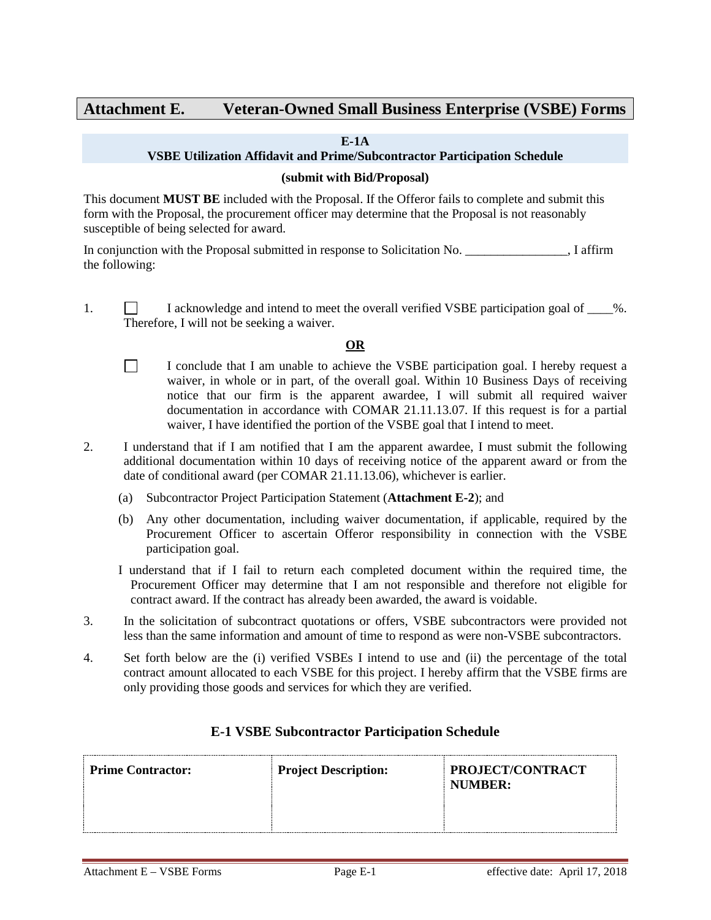# Attachment E. Veteran-Owned Small Business Enterprise (VSBE) Forms

## E-1A
## VSBE Utilization Affidavit and Prime/Subcontractor Participation Schedule

**(submit with Bid/Proposal)**

This document **MUST BE** included with the Proposal. If the Offeror fails to complete and submit this form with the Proposal, the procurement officer may determine that the Proposal is not reasonably susceptible of being selected for award.

In conjunction with the Proposal submitted in response to Solicitation No. ________________, I affirm the following:

1. ☐ I acknowledge and intend to meet the overall verified VSBE participation goal of ____%. Therefore, I will not be seeking a waiver.

   **OR**

   ☐ I conclude that I am unable to achieve the VSBE participation goal. I hereby request a waiver, in whole or in part, of the overall goal. Within 10 Business Days of receiving notice that our firm is the apparent awardee, I will submit all required waiver documentation in accordance with COMAR 21.11.13.07. If this request is for a partial waiver, I have identified the portion of the VSBE goal that I intend to meet.

2. I understand that if I am notified that I am the apparent awardee, I must submit the following additional documentation within 10 days of receiving notice of the apparent award or from the date of conditional award (per COMAR 21.11.13.06), whichever is earlier.

   (a) Subcontractor Project Participation Statement (**Attachment E-2**); and

   (b) Any other documentation, including waiver documentation, if applicable, required by the Procurement Officer to ascertain Offeror responsibility in connection with the VSBE participation goal.

   I understand that if I fail to return each completed document within the required time, the Procurement Officer may determine that I am not responsible and therefore not eligible for contract award. If the contract has already been awarded, the award is voidable.

3. In the solicitation of subcontract quotations or offers, VSBE subcontractors were provided not less than the same information and amount of time to respond as were non-VSBE subcontractors.

4. Set forth below are the (i) verified VSBEs I intend to use and (ii) the percentage of the total contract amount allocated to each VSBE for this project. I hereby affirm that the VSBE firms are only providing those goods and services for which they are verified.

### E-1 VSBE Subcontractor Participation Schedule

| **Prime Contractor:** | **Project Description:** | **PROJECT/CONTRACT NUMBER:** |
|---|---|---|
| | | |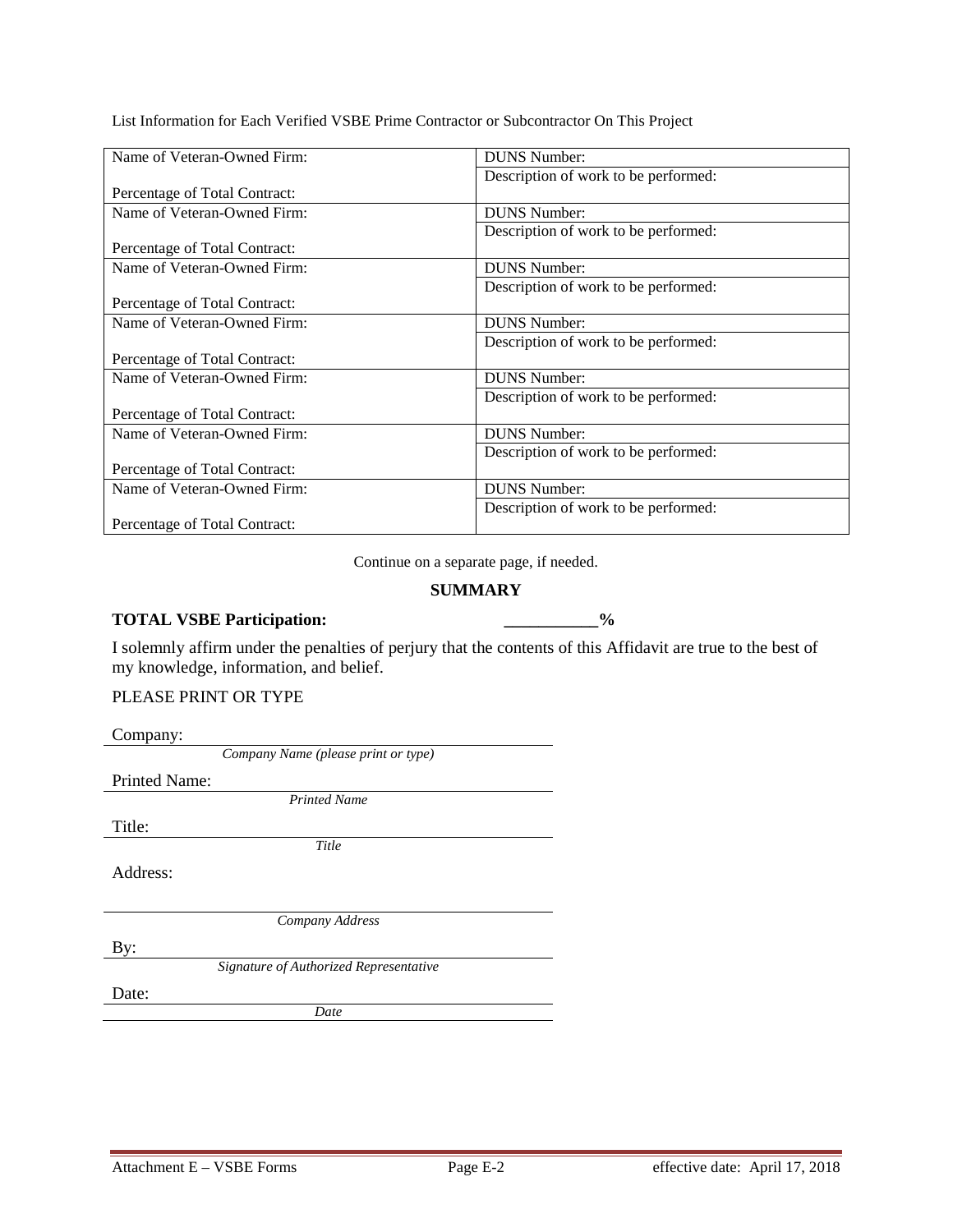List Information for Each Verified VSBE Prime Contractor or Subcontractor On This Project

| Name of Veteran-Owned Firm: | DUNS Number: |
|---|---|
| Percentage of Total Contract: | Description of work to be performed: |
| Name of Veteran-Owned Firm: | DUNS Number: |
| Percentage of Total Contract: | Description of work to be performed: |
| Name of Veteran-Owned Firm: | DUNS Number: |
| Percentage of Total Contract: | Description of work to be performed: |
| Name of Veteran-Owned Firm: | DUNS Number: |
| Percentage of Total Contract: | Description of work to be performed: |
| Name of Veteran-Owned Firm: | DUNS Number: |
| Percentage of Total Contract: | Description of work to be performed: |
| Name of Veteran-Owned Firm: | DUNS Number: |
| Percentage of Total Contract: | Description of work to be performed: |
| Name of Veteran-Owned Firm: | DUNS Number: |
| Percentage of Total Contract: | Description of work to be performed: |

Continue on a separate page, if needed.

**SUMMARY**

**TOTAL VSBE Participation: ___________%**

I solemnly affirm under the penalties of perjury that the contents of this Affidavit are true to the best of my knowledge, information, and belief.

PLEASE PRINT OR TYPE

Company: ______________________________
*Company Name (please print or type)*

Printed Name: ______________________________
*Printed Name*

Title: ______________________________
*Title*

Address:

______________________________
*Company Address*

By: ______________________________
*Signature of Authorized Representative*

Date: ______________________________
*Date*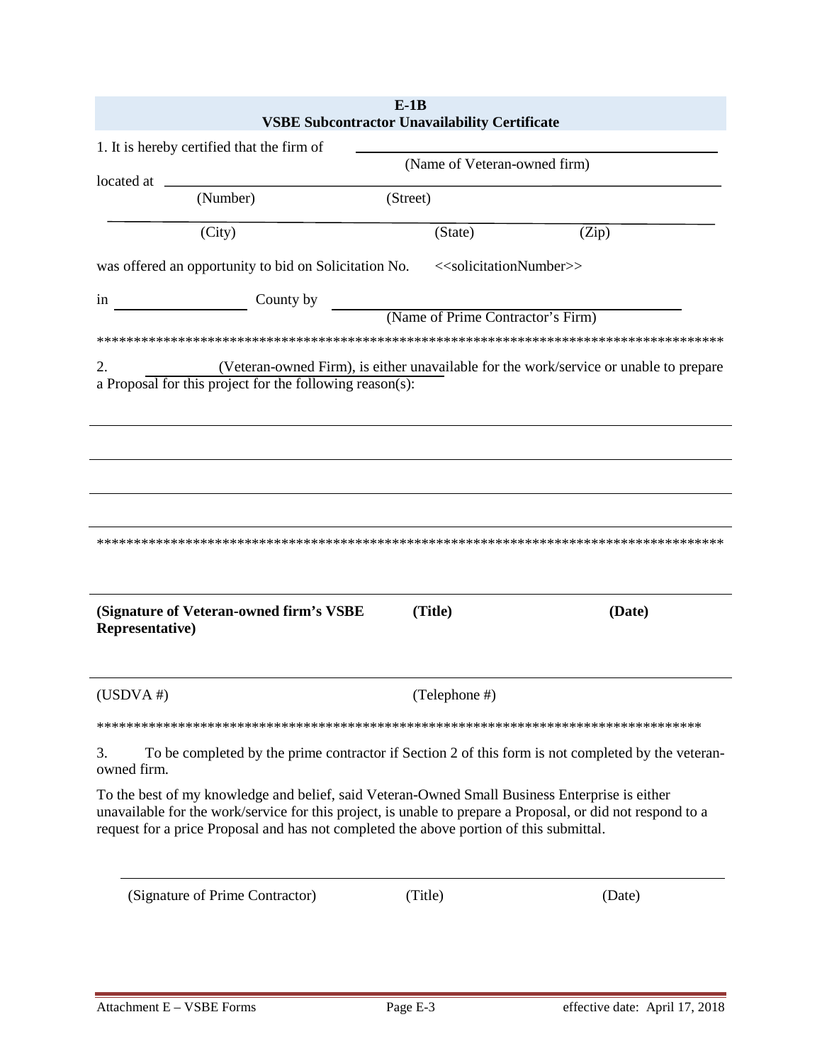## E-1B
## VSBE Subcontractor Unavailability Certificate

1. It is hereby certified that the firm of ______________________________________
(Name of Veteran-owned firm)

located at ________________________________________________________________
(Number) (Street)

________________________________________________________________
(City) (State) (Zip)

was offered an opportunity to bid on Solicitation No. <<solicitationNumber>>

in __________________ County by ______________________________________
(Name of Prime Contractor's Firm)

*************************************************************************************

2. ____________ (Veteran-owned Firm), is either unavailable for the work/service or unable to prepare a Proposal for this project for the following reason(s):

________________________________________________________________

________________________________________________________________

________________________________________________________________

________________________________________________________________

*************************************************************************************

________________________________________________________________

**(Signature of Veteran-owned firm's VSBE Representative)** **(Title)** **(Date)**

________________________________________________________________

(USDVA #) (Telephone #)

*************************************************************************************

3. To be completed by the prime contractor if Section 2 of this form is not completed by the veteran-owned firm.

To the best of my knowledge and belief, said Veteran-Owned Small Business Enterprise is either unavailable for the work/service for this project, is unable to prepare a Proposal, or did not respond to a request for a price Proposal and has not completed the above portion of this submittal.

________________________________________________________________

(Signature of Prime Contractor) (Title) (Date)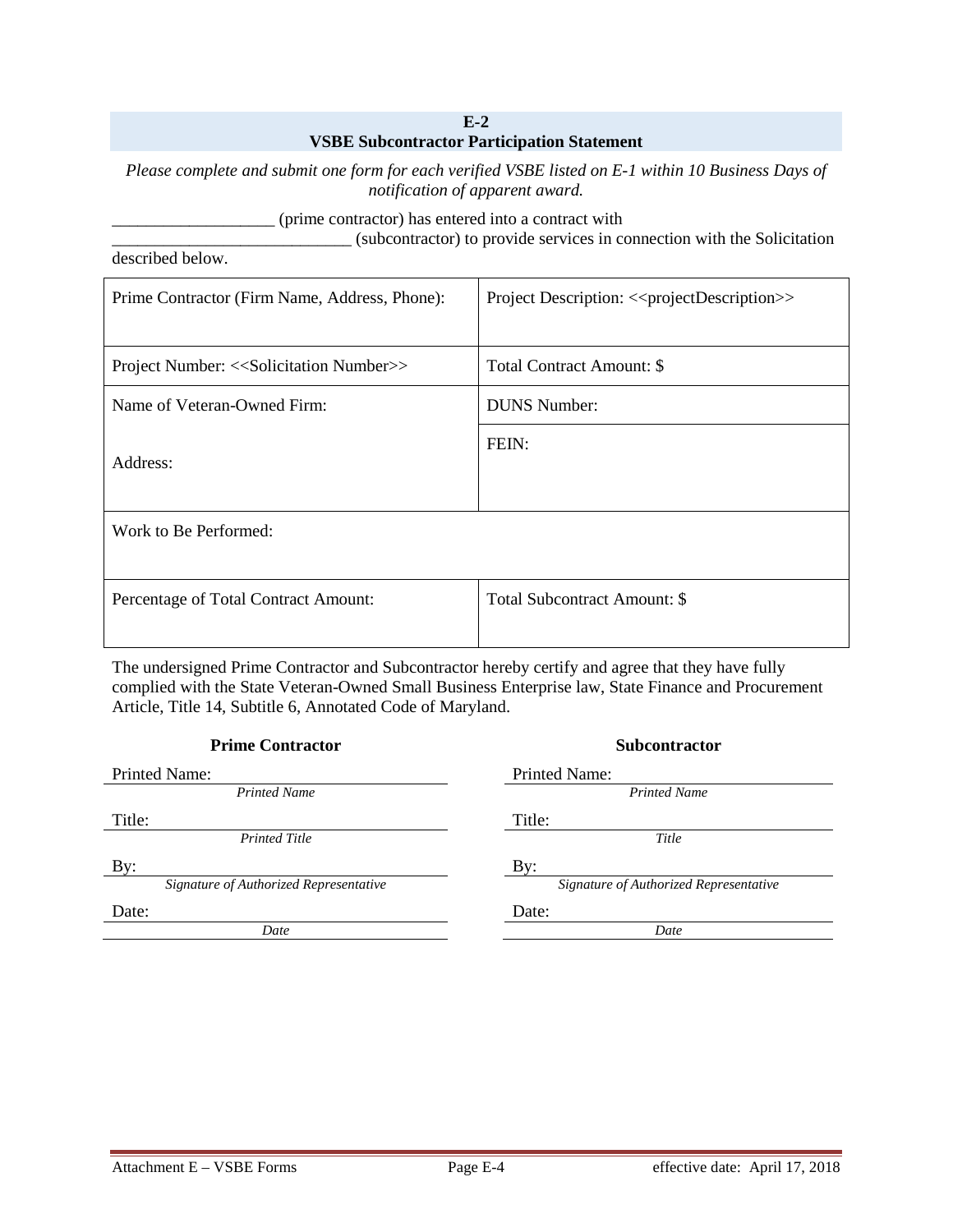## E-2
## VSBE Subcontractor Participation Statement

*Please complete and submit one form for each verified VSBE listed on E-1 within 10 Business Days of notification of apparent award.*

___________________ (prime contractor) has entered into a contract with ____________________________ (subcontractor) to provide services in connection with the Solicitation described below.

| | |
|---|---|
| Prime Contractor (Firm Name, Address, Phone): | Project Description: <<projectDescription>> |
| Project Number: <<Solicitation Number>> | Total Contract Amount: $ |
| Name of Veteran-Owned Firm:<br><br>Address: | DUNS Number: |
| | FEIN: |
| Work to Be Performed: | |
| Percentage of Total Contract Amount: | Total Subcontract Amount: $ |

The undersigned Prime Contractor and Subcontractor hereby certify and agree that they have fully complied with the State Veteran-Owned Small Business Enterprise law, State Finance and Procurement Article, Title 14, Subtitle 6, Annotated Code of Maryland.

| **Prime Contractor** | **Subcontractor** |
|---|---|
| Printed Name: ____________________ | Printed Name: ____________________ |
| *Printed Name* | *Printed Name* |
| Title: ____________________ | Title: ____________________ |
| *Printed Title* | *Title* |
| By: ____________________ | By: ____________________ |
| *Signature of Authorized Representative* | *Signature of Authorized Representative* |
| Date: ____________________ | Date: ____________________ |
| *Date* | *Date* |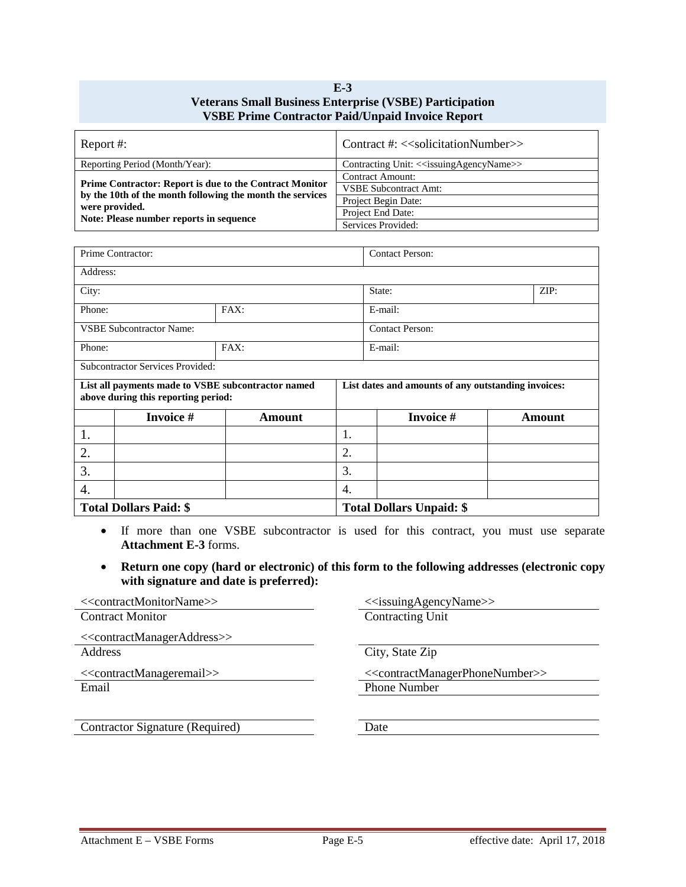# E-3
# Veterans Small Business Enterprise (VSBE) Participation
# VSBE Prime Contractor Paid/Unpaid Invoice Report

| Report #: | Contract #: <<solicitationNumber>> |
|---|---|
| Reporting Period (Month/Year): | Contracting Unit: <<issuingAgencyName>> |
| **Prime Contractor: Report is due to the Contract Monitor by the 10th of the month following the month the services were provided.** | Contract Amount: |
| **Note: Please number reports in sequence** | VSBE Subcontract Amt: |
| | Project Begin Date: |
| | Project End Date: |
| | Services Provided: |

| Prime Contractor: | | Contact Person: | |
|---|---|---|---|
| Address: | | | |
| City: | | State: | ZIP: |
| Phone: | FAX: | E-mail: | |
| VSBE Subcontractor Name: | | Contact Person: | |
| Phone: | FAX: | E-mail: | |
| Subcontractor Services Provided: | | | |

| **List all payments made to VSBE subcontractor named above during this reporting period:** | | | **List dates and amounts of any outstanding invoices:** | | |
|---|---|---|---|---|---|
| | **Invoice #** | **Amount** | | **Invoice #** | **Amount** |
| 1. | | | 1. | | |
| 2. | | | 2. | | |
| 3. | | | 3. | | |
| 4. | | | 4. | | |
| **Total Dollars Paid: $** | | | **Total Dollars Unpaid: $** | | |

- If more than one VSBE subcontractor is used for this contract, you must use separate **Attachment E-3** forms.
- **Return one copy (hard or electronic) of this form to the following addresses (electronic copy with signature and date is preferred):**

<<contractMonitorName>>
Contract Monitor

<<contractManagerAddress>>
Address

<<contractManageremail>>
Email

<<issuingAgencyName>>
Contracting Unit

\_\_\_\_\_\_\_\_\_\_\_\_\_\_\_\_\_\_\_\_
City, State Zip

<<contractManagerPhoneNumber>>
Phone Number

\_\_\_\_\_\_\_\_\_\_\_\_\_\_\_\_\_\_\_\_
Contractor Signature (Required)

\_\_\_\_\_\_\_\_\_\_\_\_\_\_\_\_\_\_\_\_
Date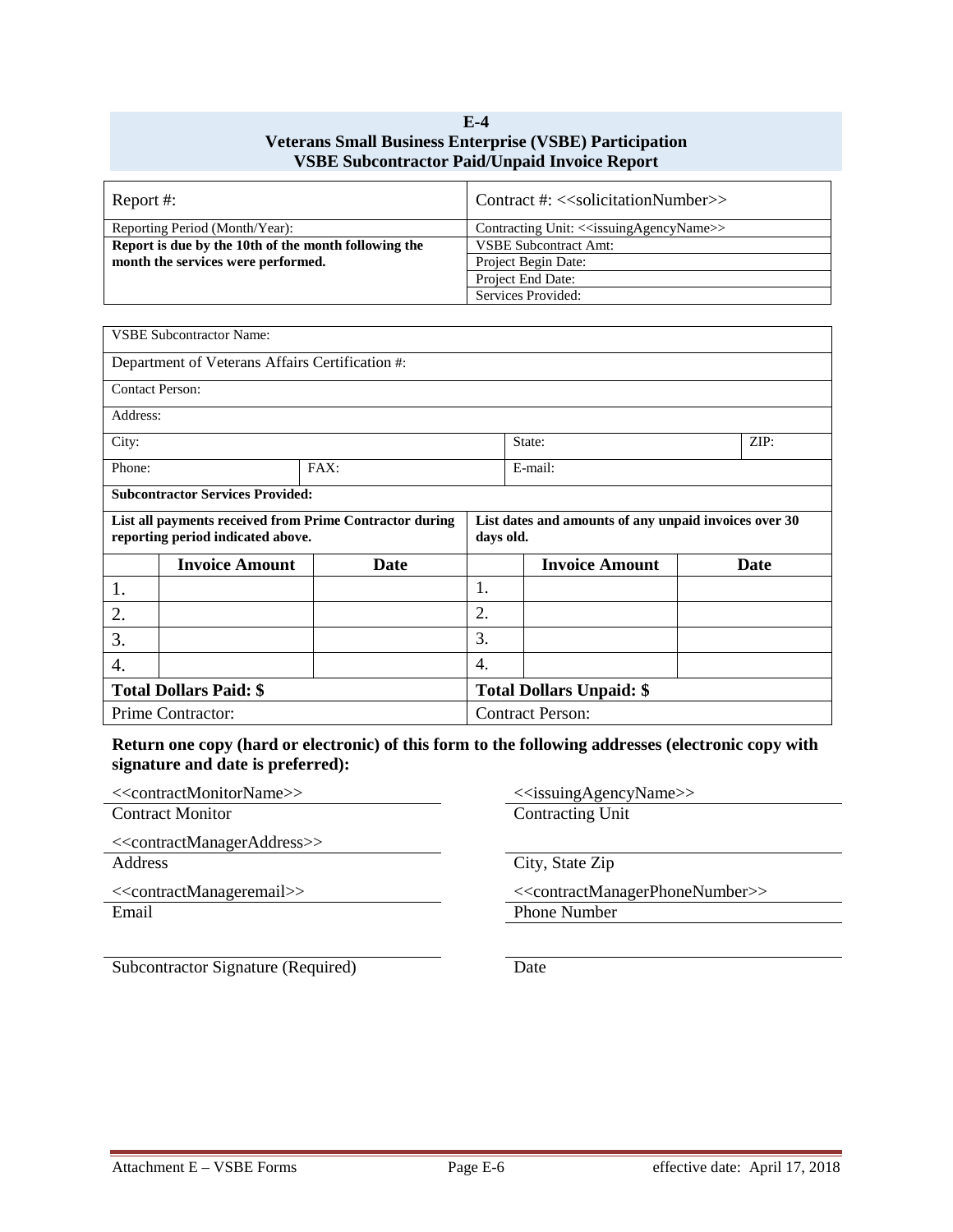# E-4
## Veterans Small Business Enterprise (VSBE) Participation
## VSBE Subcontractor Paid/Unpaid Invoice Report

| | |
|---|---|
| Report #: | Contract #: <<solicitationNumber>> |
| Reporting Period (Month/Year): | Contracting Unit: <<issuingAgencyName>> |
| **Report is due by the 10th of the month following the month the services were performed.** | VSBE Subcontract Amt: |
| | Project Begin Date: |
| | Project End Date: |
| | Services Provided: |

| | | | | | |
|---|---|---|---|---|---|
| VSBE Subcontractor Name: | | | | | |
| Department of Veterans Affairs Certification #: | | | | | |
| Contact Person: | | | | | |
| Address: | | | | | |
| City: | | | State: | | ZIP: |
| Phone: | FAX: | | E-mail: | | |
| **Subcontractor Services Provided:** | | | | | |
| **List all payments received from Prime Contractor during reporting period indicated above.** | | | **List dates and amounts of any unpaid invoices over 30 days old.** | | |
| | **Invoice Amount** | **Date** | | **Invoice Amount** | **Date** |
| 1. | | | 1. | | |
| 2. | | | 2. | | |
| 3. | | | 3. | | |
| 4. | | | 4. | | |
| **Total Dollars Paid: $** | | | **Total Dollars Unpaid: $** | | |
| Prime Contractor: | | | Contract Person: | | |

**Return one copy (hard or electronic) of this form to the following addresses (electronic copy with signature and date is preferred):**

<<contractMonitorName>>
Contract Monitor

<<contractManagerAddress>>
Address

<<contractManageremail>>
Email

<<issuingAgencyName>>
Contracting Unit

City, State Zip

<<contractManagerPhoneNumber>>
Phone Number

_______________________________
Subcontractor Signature (Required)

_______________________________
Date